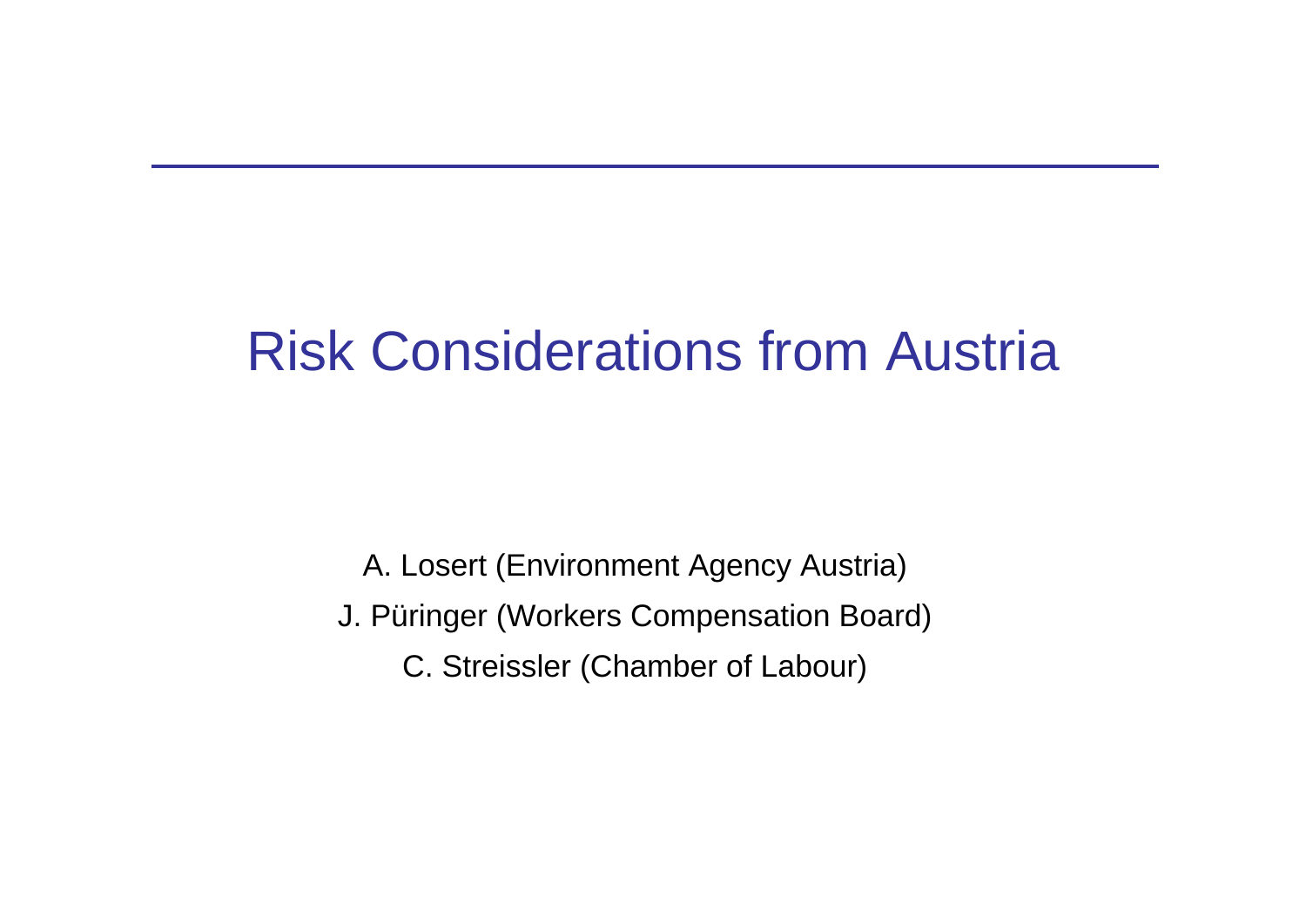# Risk Considerations from Austria

A. Losert (Environment Agency Austria)

J. Püringer (Workers Compensation Board)

C. Streissler (Chamber of Labour)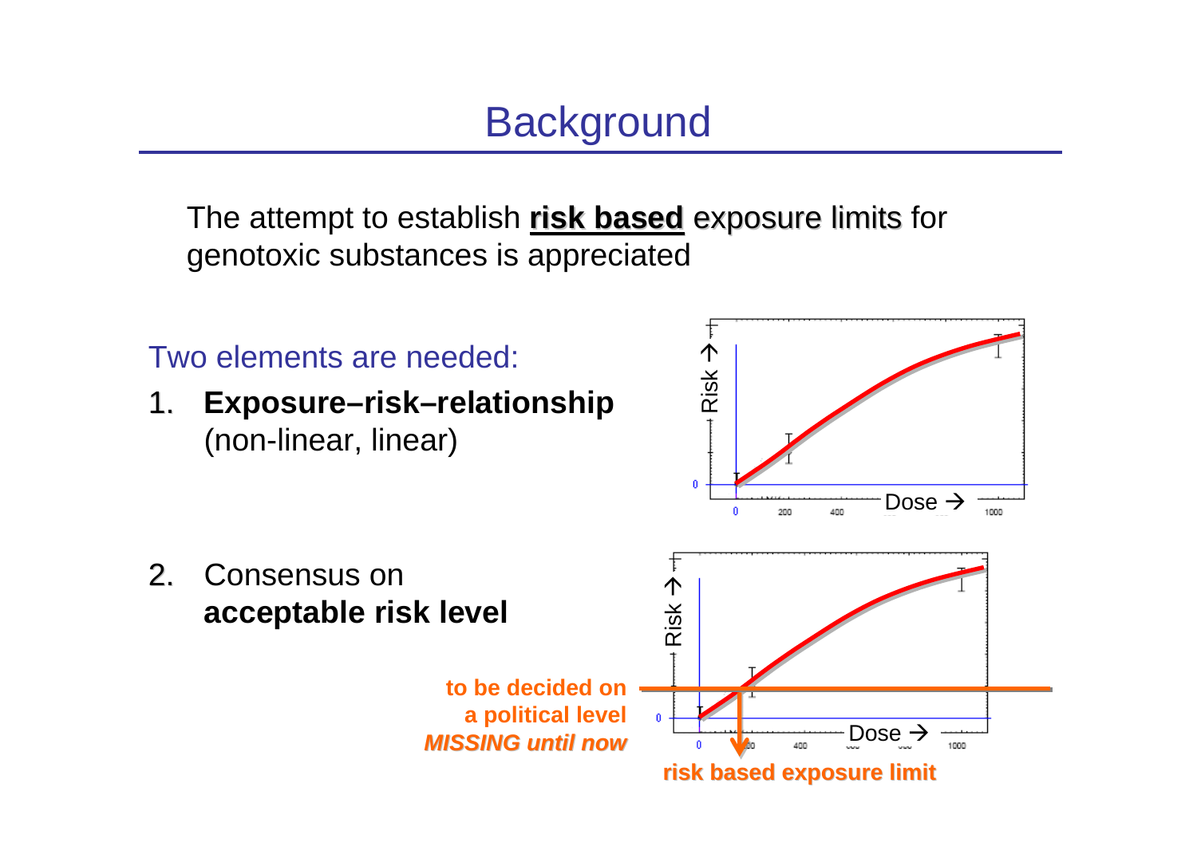# Background

The attempt to establish **risk based** exposure limits for genotoxic substances is appreciated

Two elements are needed:

1. **Exposure–risk–relationship** (non-linear, linear)

2. Consensus on **acceptable risk level**

**to be decided on a political level**

***MISSING until now***

**risk based exposure limit**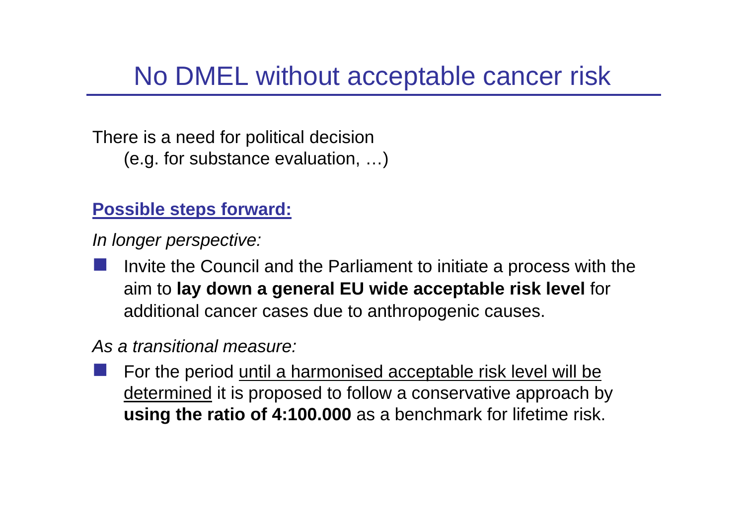# No DMEL without acceptable cancer risk

There is a need for political decision
(e.g. for substance evaluation, …)

**Possible steps forward:**

*In longer perspective:*

- Invite the Council and the Parliament to initiate a process with the aim to **lay down a general EU wide acceptable risk level** for additional cancer cases due to anthropogenic causes.

*As a transitional measure:*

- For the period until a harmonised acceptable risk level will be determined it is proposed to follow a conservative approach by **using the ratio of 4:100.000** as a benchmark for lifetime risk.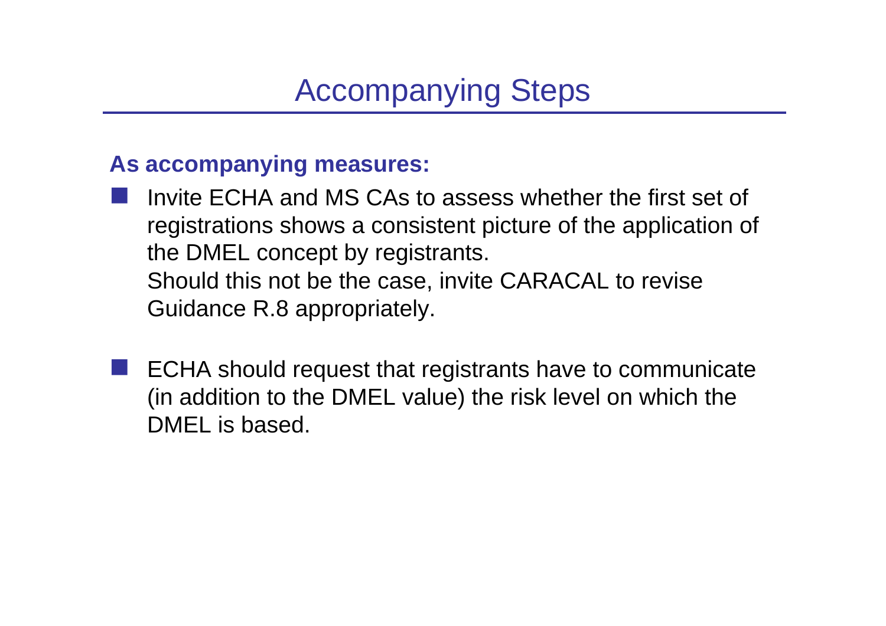# Accompanying Steps

**As accompanying measures:**

- Invite ECHA and MS CAs to assess whether the first set of registrations shows a consistent picture of the application of the DMEL concept by registrants.
  Should this not be the case, invite CARACAL to revise Guidance R.8 appropriately.

- ECHA should request that registrants have to communicate (in addition to the DMEL value) the risk level on which the DMEL is based.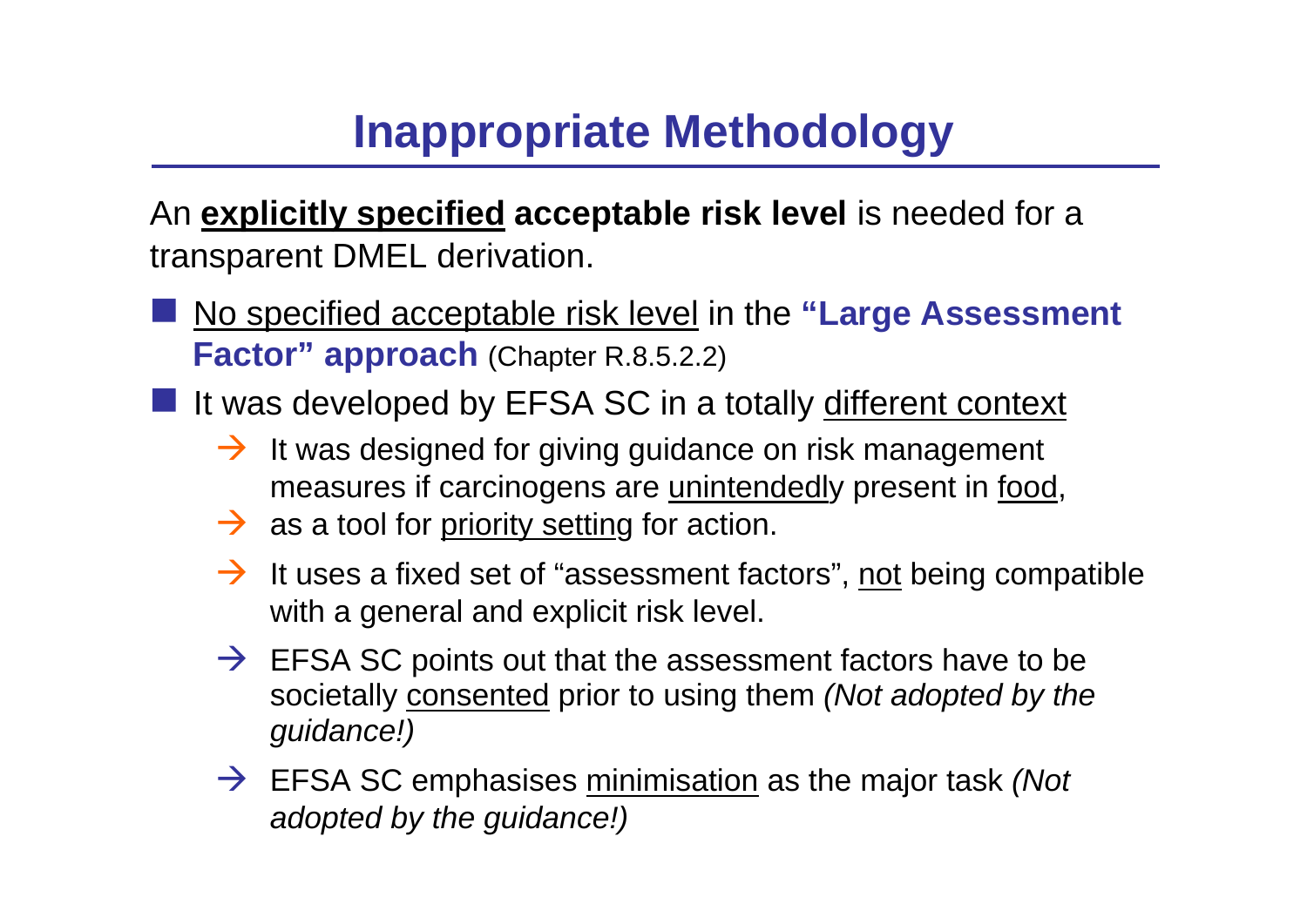# Inappropriate Methodology

An **explicitly specified acceptable risk level** is needed for a transparent DMEL derivation.

- No specified acceptable risk level in the **"Large Assessment Factor" approach** (Chapter R.8.5.2.2)
- It was developed by EFSA SC in a totally different context
  - → It was designed for giving guidance on risk management measures if carcinogens are unintendedly present in food,
  - → as a tool for priority setting for action.
  - → It uses a fixed set of "assessment factors", not being compatible with a general and explicit risk level.
  - → EFSA SC points out that the assessment factors have to be societally consented prior to using them *(Not adopted by the guidance!)*
  - → EFSA SC emphasises minimisation as the major task *(Not adopted by the guidance!)*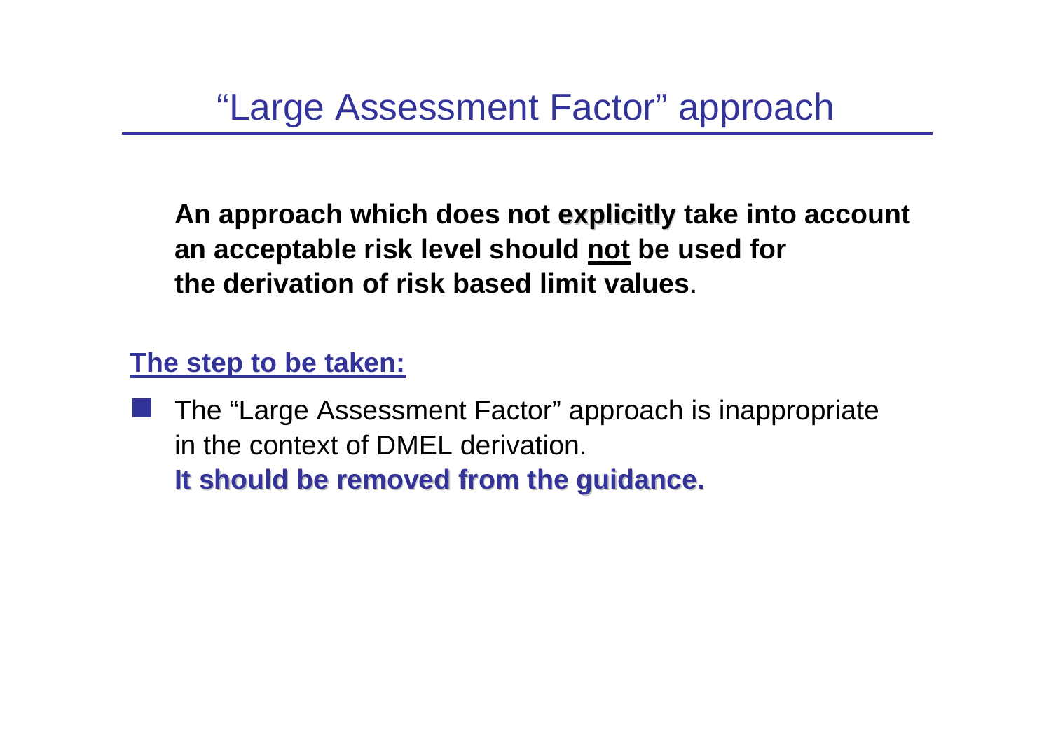# “Large Assessment Factor” approach

**An approach which does not explicitly take into account an acceptable risk level should not be used for the derivation of risk based limit values**.

**The step to be taken:**

- The “Large Assessment Factor” approach is inappropriate in the context of DMEL derivation.
  **It should be removed from the guidance.**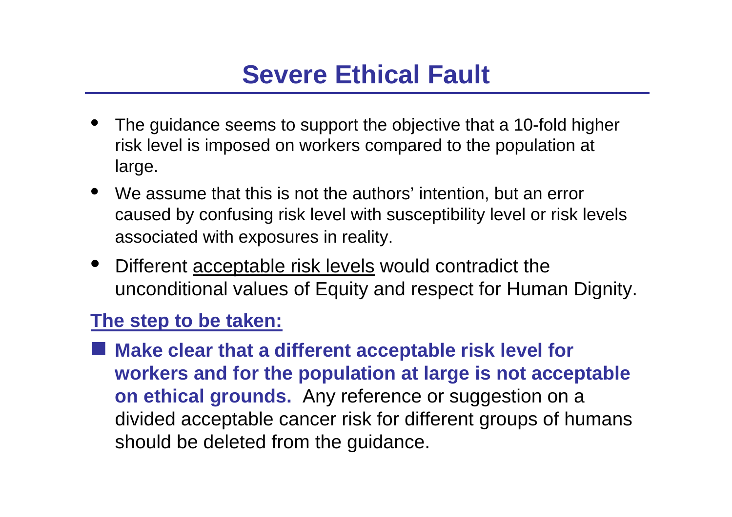# Severe Ethical Fault

- The guidance seems to support the objective that a 10-fold higher risk level is imposed on workers compared to the population at large.
- We assume that this is not the authors' intention, but an error caused by confusing risk level with susceptibility level or risk levels associated with exposures in reality.
- Different <u>acceptable risk levels</u> would contradict the unconditional values of Equity and respect for Human Dignity.

**<u>The step to be taken:</u>**

- **Make clear that a different acceptable risk level for workers and for the population at large is not acceptable on ethical grounds.** Any reference or suggestion on a divided acceptable cancer risk for different groups of humans should be deleted from the guidance.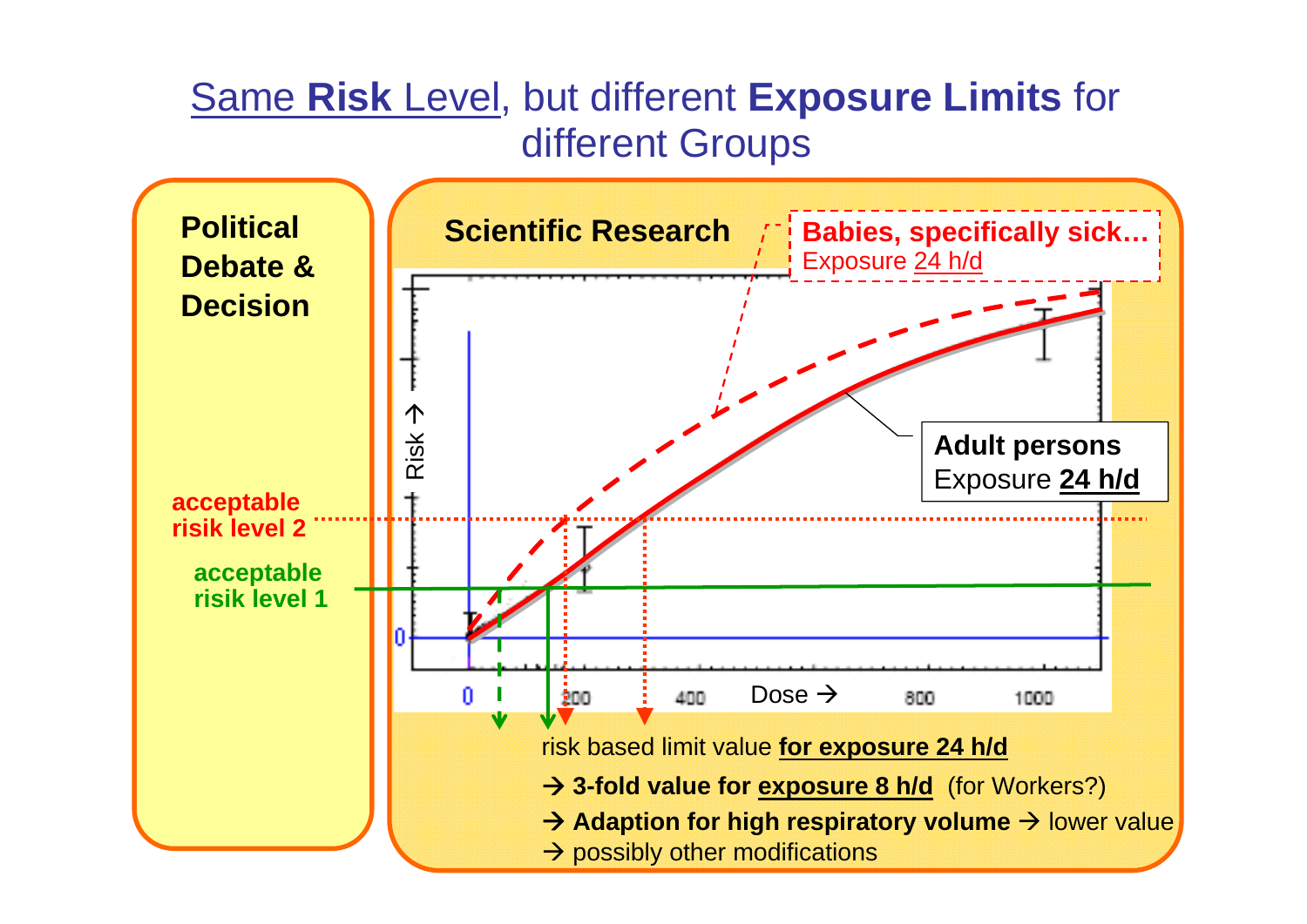# Same **Risk** Level, but different **Exposure Limits** for different Groups

**Political Debate & Decision**

acceptable risik level 2

acceptable risik level 1

**Scientific Research**

**Babies, specifically sick…**
Exposure 24 h/d

**Adult persons**
Exposure **24 h/d**

Risk →

Dose →

0, 200, 400, 800, 1000

risk based limit value **for exposure 24 h/d**

→ **3-fold value for exposure 8 h/d** (for Workers?)

→ **Adaption for high respiratory volume** → lower value

→ possibly other modifications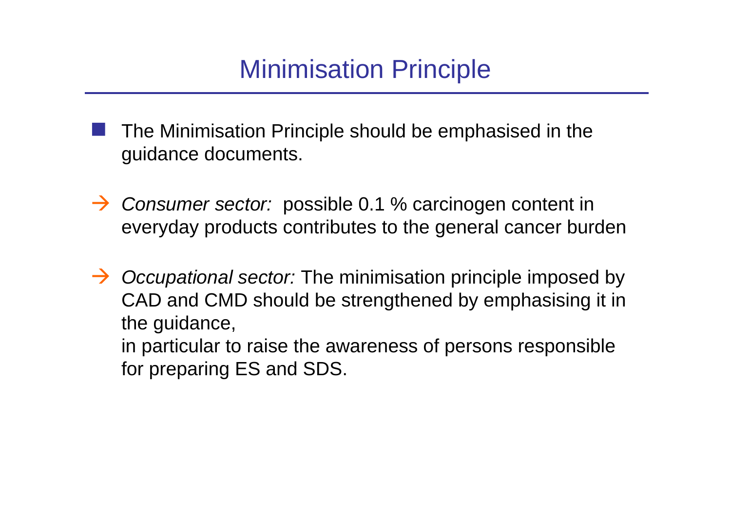# Minimisation Principle

- The Minimisation Principle should be emphasised in the guidance documents.

→ *Consumer sector:* possible 0.1 % carcinogen content in everyday products contributes to the general cancer burden

→ *Occupational sector:* The minimisation principle imposed by CAD and CMD should be strengthened by emphasising it in the guidance,
in particular to raise the awareness of persons responsible for preparing ES and SDS.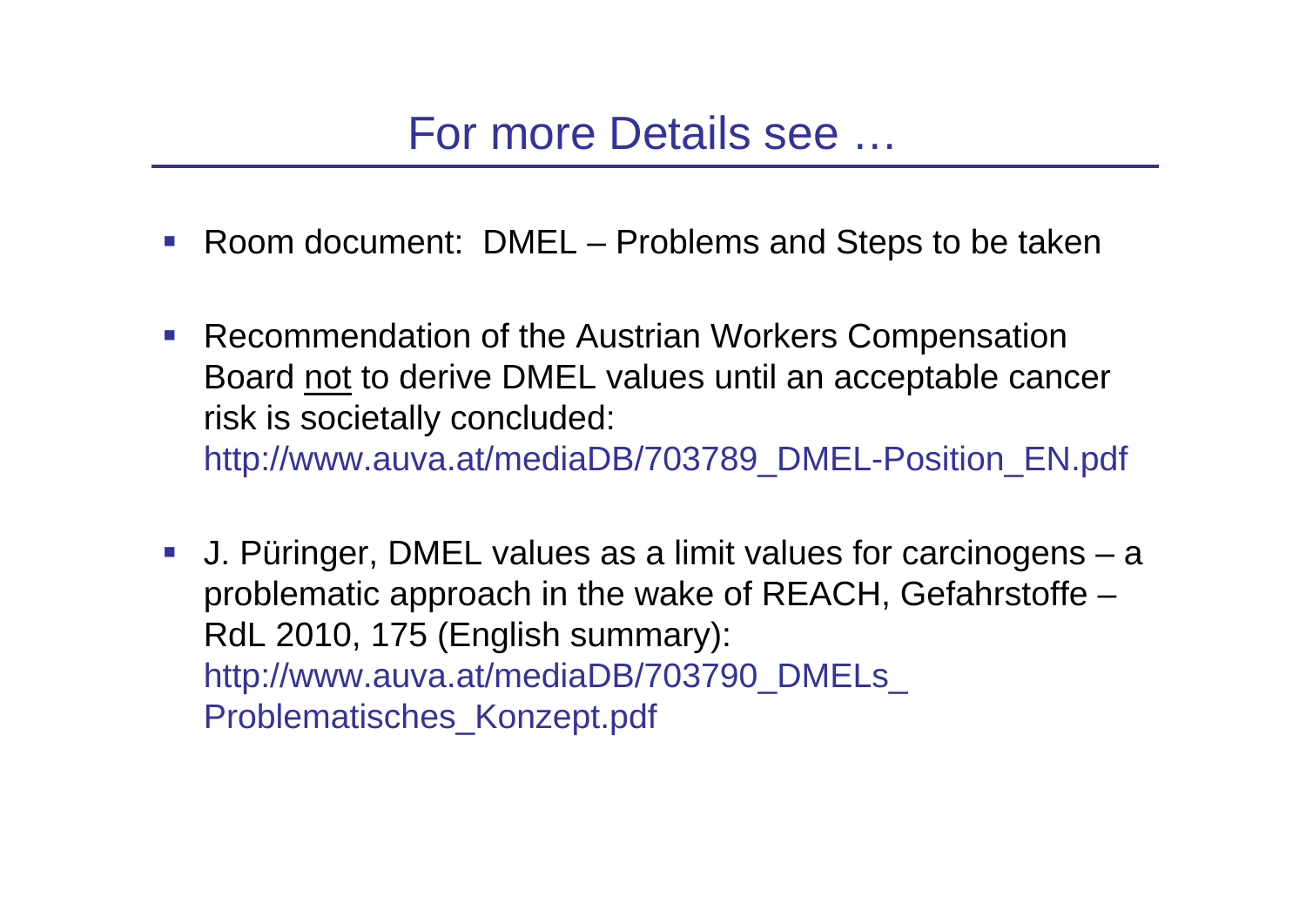# For more Details see …

- Room document: DMEL – Problems and Steps to be taken
- Recommendation of the Austrian Workers Compensation Board <u>not</u> to derive DMEL values until an acceptable cancer risk is societally concluded:
  http://www.auva.at/mediaDB/703789_DMEL-Position_EN.pdf
- J. Püringer, DMEL values as a limit values for carcinogens – a problematic approach in the wake of REACH, Gefahrstoffe – RdL 2010, 175 (English summary):
  http://www.auva.at/mediaDB/703790_DMELs_Problematisches_Konzept.pdf